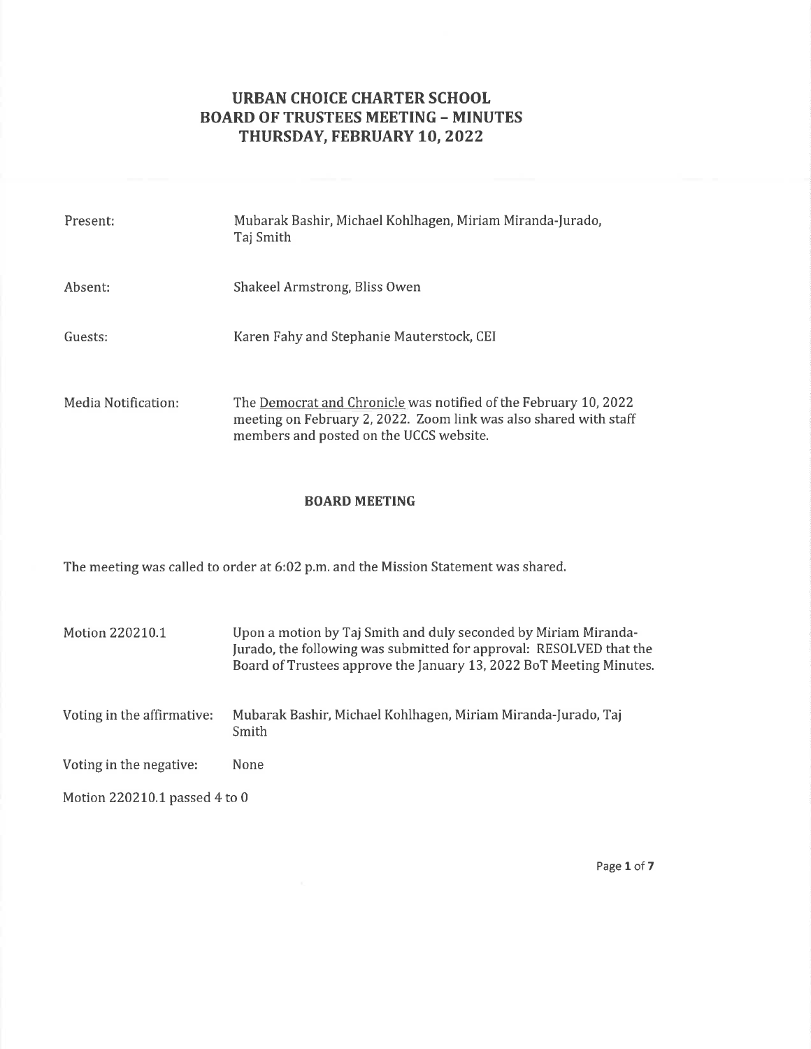# URBAN CHOICE CHARTER SCHOOL
# BOARD OF TRUSTEES MEETING – MINUTES
# THURSDAY, FEBRUARY 10, 2022

| | |
|---|---|
| Present: | Mubarak Bashir, Michael Kohlhagen, Miriam Miranda-Jurado, Taj Smith |
| Absent: | Shakeel Armstrong, Bliss Owen |
| Guests: | Karen Fahy and Stephanie Mauterstock, CEI |
| Media Notification: | The Democrat and Chronicle was notified of the February 10, 2022 meeting on February 2, 2022. Zoom link was also shared with staff members and posted on the UCCS website. |

## BOARD MEETING

The meeting was called to order at 6:02 p.m. and the Mission Statement was shared.

| | |
|---|---|
| Motion 220210.1 | Upon a motion by Taj Smith and duly seconded by Miriam Miranda-Jurado, the following was submitted for approval: RESOLVED that the Board of Trustees approve the January 13, 2022 BoT Meeting Minutes. |
| Voting in the affirmative: | Mubarak Bashir, Michael Kohlhagen, Miriam Miranda-Jurado, Taj Smith |
| Voting in the negative: | None |

Motion 220210.1 passed 4 to 0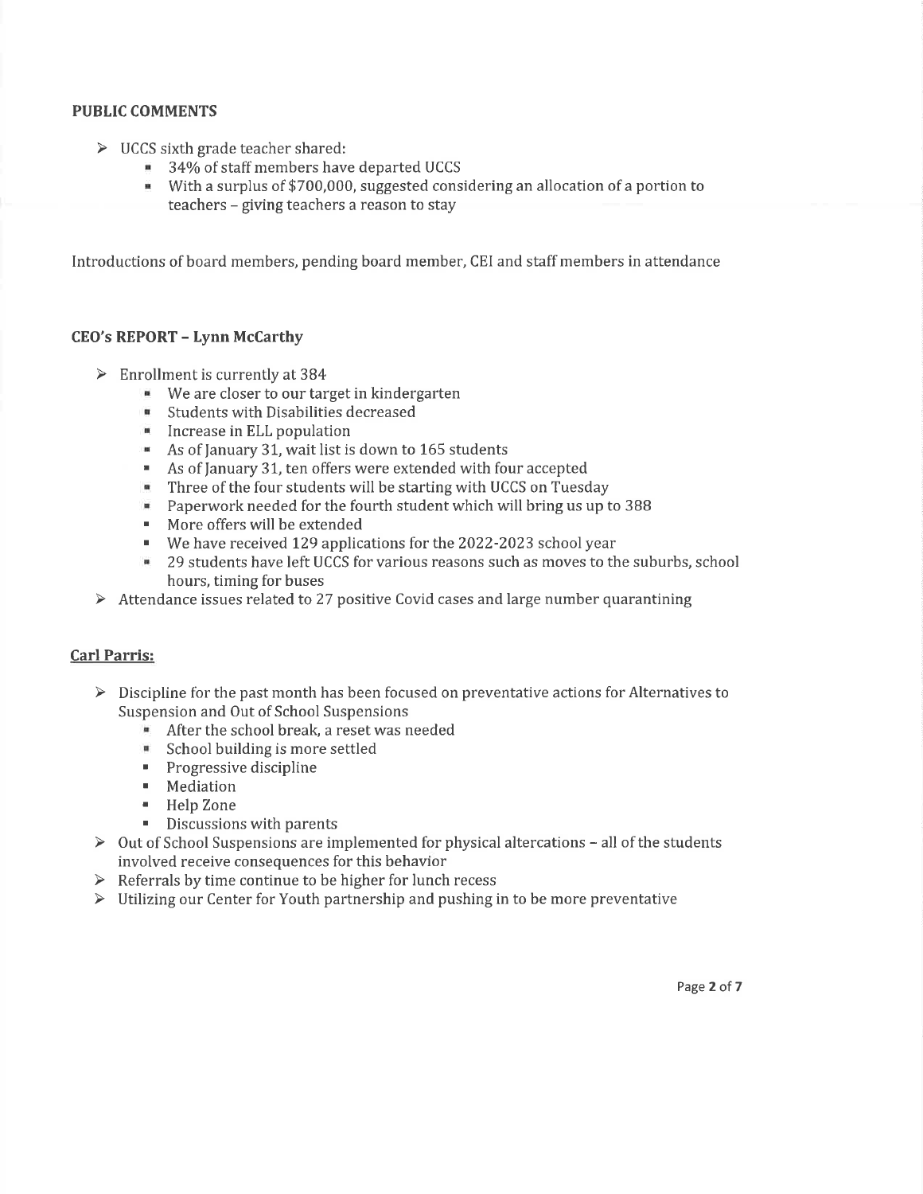## PUBLIC COMMENTS

- UCCS sixth grade teacher shared:
  - 34% of staff members have departed UCCS
  - With a surplus of $700,000, suggested considering an allocation of a portion to teachers – giving teachers a reason to stay

Introductions of board members, pending board member, CEI and staff members in attendance

## CEO's REPORT – Lynn McCarthy

- Enrollment is currently at 384
  - We are closer to our target in kindergarten
  - Students with Disabilities decreased
  - Increase in ELL population
  - As of January 31, wait list is down to 165 students
  - As of January 31, ten offers were extended with four accepted
  - Three of the four students will be starting with UCCS on Tuesday
  - Paperwork needed for the fourth student which will bring us up to 388
  - More offers will be extended
  - We have received 129 applications for the 2022-2023 school year
  - 29 students have left UCCS for various reasons such as moves to the suburbs, school hours, timing for buses
- Attendance issues related to 27 positive Covid cases and large number quarantining

### Carl Parris:

- Discipline for the past month has been focused on preventative actions for Alternatives to Suspension and Out of School Suspensions
  - After the school break, a reset was needed
  - School building is more settled
  - Progressive discipline
  - Mediation
  - Help Zone
  - Discussions with parents
- Out of School Suspensions are implemented for physical altercations – all of the students involved receive consequences for this behavior
- Referrals by time continue to be higher for lunch recess
- Utilizing our Center for Youth partnership and pushing in to be more preventative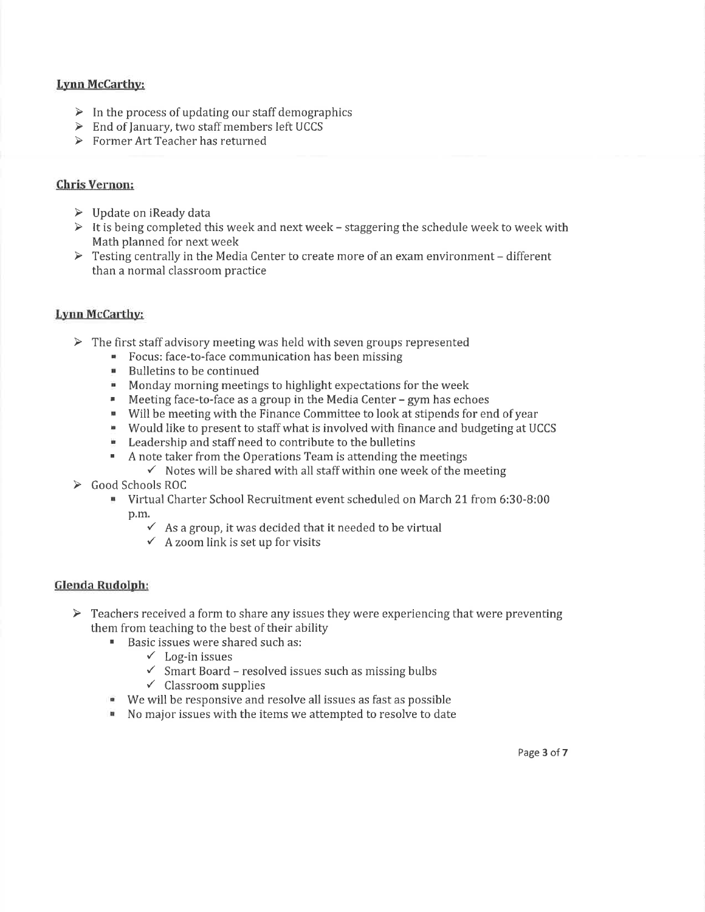**Lynn McCarthy:**

- In the process of updating our staff demographics
- End of January, two staff members left UCCS
- Former Art Teacher has returned

**Chris Vernon:**

- Update on iReady data
- It is being completed this week and next week – staggering the schedule week to week with Math planned for next week
- Testing centrally in the Media Center to create more of an exam environment – different than a normal classroom practice

**Lynn McCarthy:**

- The first staff advisory meeting was held with seven groups represented
  - Focus: face-to-face communication has been missing
  - Bulletins to be continued
  - Monday morning meetings to highlight expectations for the week
  - Meeting face-to-face as a group in the Media Center – gym has echoes
  - Will be meeting with the Finance Committee to look at stipends for end of year
  - Would like to present to staff what is involved with finance and budgeting at UCCS
  - Leadership and staff need to contribute to the bulletins
  - A note taker from the Operations Team is attending the meetings
    - ✓ Notes will be shared with all staff within one week of the meeting
- Good Schools ROC
  - Virtual Charter School Recruitment event scheduled on March 21 from 6:30-8:00 p.m.
    - ✓ As a group, it was decided that it needed to be virtual
    - ✓ A zoom link is set up for visits

**Glenda Rudolph:**

- Teachers received a form to share any issues they were experiencing that were preventing them from teaching to the best of their ability
  - Basic issues were shared such as:
    - ✓ Log-in issues
    - ✓ Smart Board – resolved issues such as missing bulbs
    - ✓ Classroom supplies
  - We will be responsive and resolve all issues as fast as possible
  - No major issues with the items we attempted to resolve to date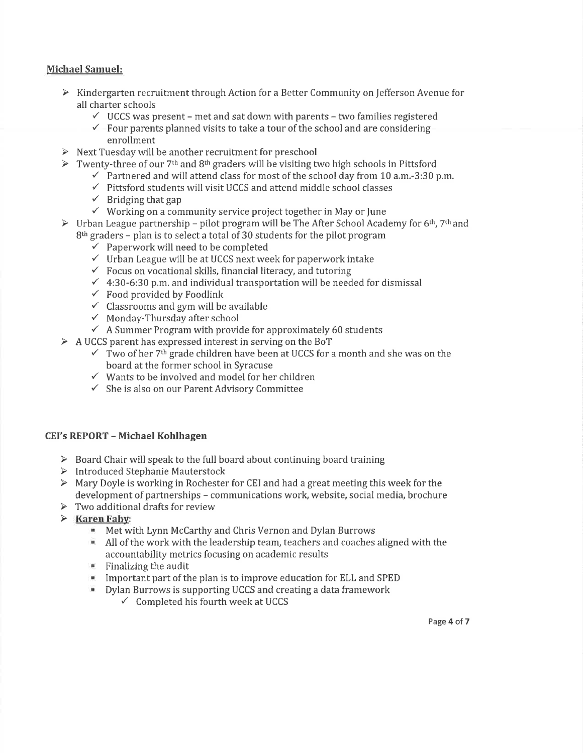**Michael Samuel:**

- Kindergarten recruitment through Action for a Better Community on Jefferson Avenue for all charter schools
  - ✓ UCCS was present – met and sat down with parents – two families registered
  - ✓ Four parents planned visits to take a tour of the school and are considering enrollment
- Next Tuesday will be another recruitment for preschool
- Twenty-three of our 7th and 8th graders will be visiting two high schools in Pittsford
  - ✓ Partnered and will attend class for most of the school day from 10 a.m.-3:30 p.m.
  - ✓ Pittsford students will visit UCCS and attend middle school classes
  - ✓ Bridging that gap
  - ✓ Working on a community service project together in May or June
- Urban League partnership – pilot program will be The After School Academy for 6th, 7th and 8th graders – plan is to select a total of 30 students for the pilot program
  - ✓ Paperwork will need to be completed
  - ✓ Urban League will be at UCCS next week for paperwork intake
  - ✓ Focus on vocational skills, financial literacy, and tutoring
  - ✓ 4:30-6:30 p.m. and individual transportation will be needed for dismissal
  - ✓ Food provided by Foodlink
  - ✓ Classrooms and gym will be available
  - ✓ Monday-Thursday after school
  - ✓ A Summer Program with provide for approximately 60 students
- A UCCS parent has expressed interest in serving on the BoT
  - ✓ Two of her 7th grade children have been at UCCS for a month and she was on the board at the former school in Syracuse
  - ✓ Wants to be involved and model for her children
  - ✓ She is also on our Parent Advisory Committee

**CEI's REPORT – Michael Kohlhagen**

- Board Chair will speak to the full board about continuing board training
- Introduced Stephanie Mauterstock
- Mary Doyle is working in Rochester for CEI and had a great meeting this week for the development of partnerships – communications work, website, social media, brochure
- Two additional drafts for review
- **Karen Fahy:**
  - Met with Lynn McCarthy and Chris Vernon and Dylan Burrows
  - All of the work with the leadership team, teachers and coaches aligned with the accountability metrics focusing on academic results
  - Finalizing the audit
  - Important part of the plan is to improve education for ELL and SPED
  - Dylan Burrows is supporting UCCS and creating a data framework
    - ✓ Completed his fourth week at UCCS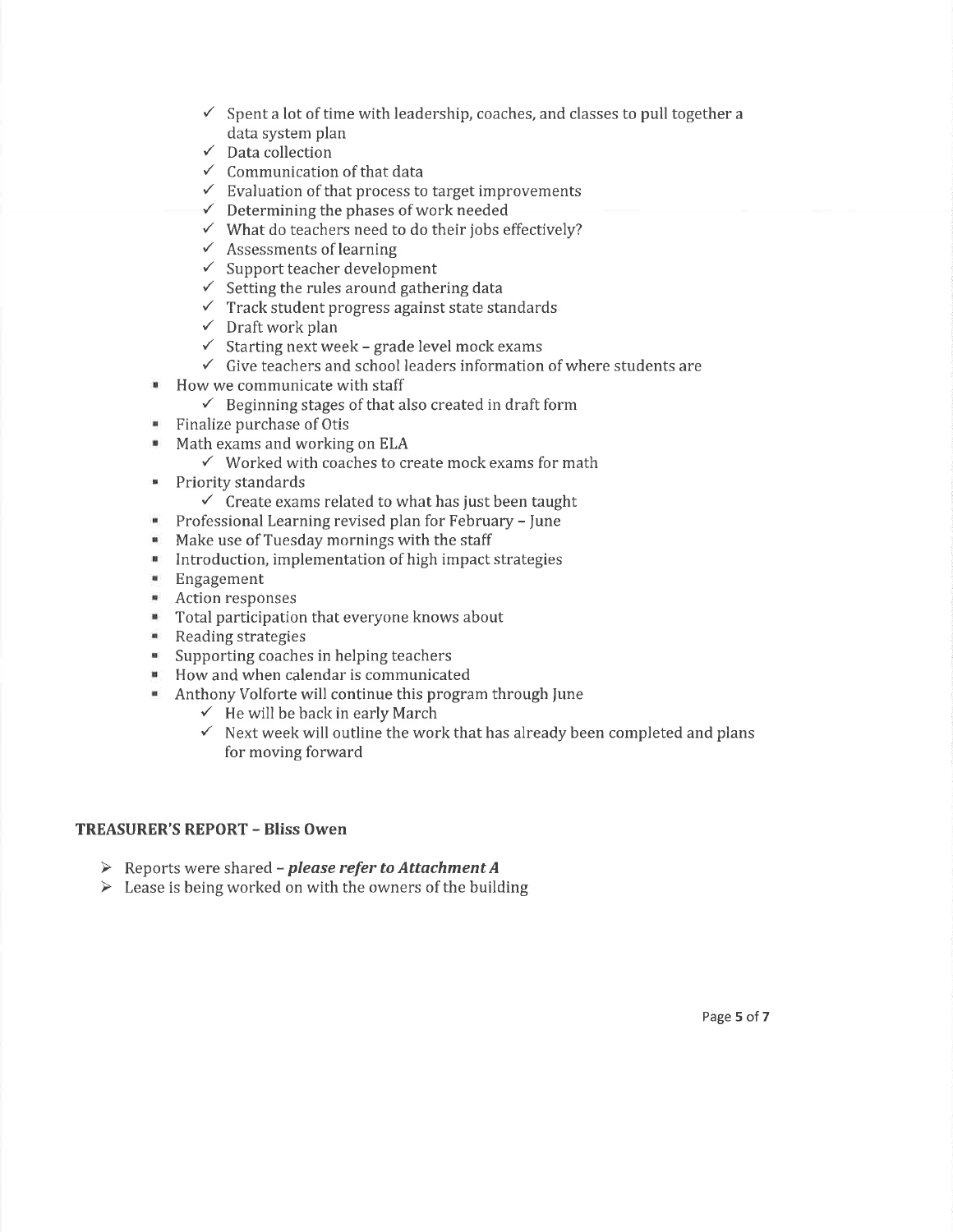- ✓ Spent a lot of time with leadership, coaches, and classes to pull together a data system plan
    - ✓ Data collection
    - ✓ Communication of that data
    - ✓ Evaluation of that process to target improvements
    - ✓ Determining the phases of work needed
    - ✓ What do teachers need to do their jobs effectively?
    - ✓ Assessments of learning
    - ✓ Support teacher development
    - ✓ Setting the rules around gathering data
    - ✓ Track student progress against state standards
    - ✓ Draft work plan
    - ✓ Starting next week – grade level mock exams
    - ✓ Give teachers and school leaders information of where students are
- How we communicate with staff
    - ✓ Beginning stages of that also created in draft form
- Finalize purchase of Otis
- Math exams and working on ELA
    - ✓ Worked with coaches to create mock exams for math
- Priority standards
    - ✓ Create exams related to what has just been taught
- Professional Learning revised plan for February – June
- Make use of Tuesday mornings with the staff
- Introduction, implementation of high impact strategies
- Engagement
- Action responses
- Total participation that everyone knows about
- Reading strategies
- Supporting coaches in helping teachers
- How and when calendar is communicated
- Anthony Volforte will continue this program through June
    - ✓ He will be back in early March
    - ✓ Next week will outline the work that has already been completed and plans for moving forward

## TREASURER'S REPORT – Bliss Owen

- ➢ Reports were shared – ***please refer to Attachment A***
- ➢ Lease is being worked on with the owners of the building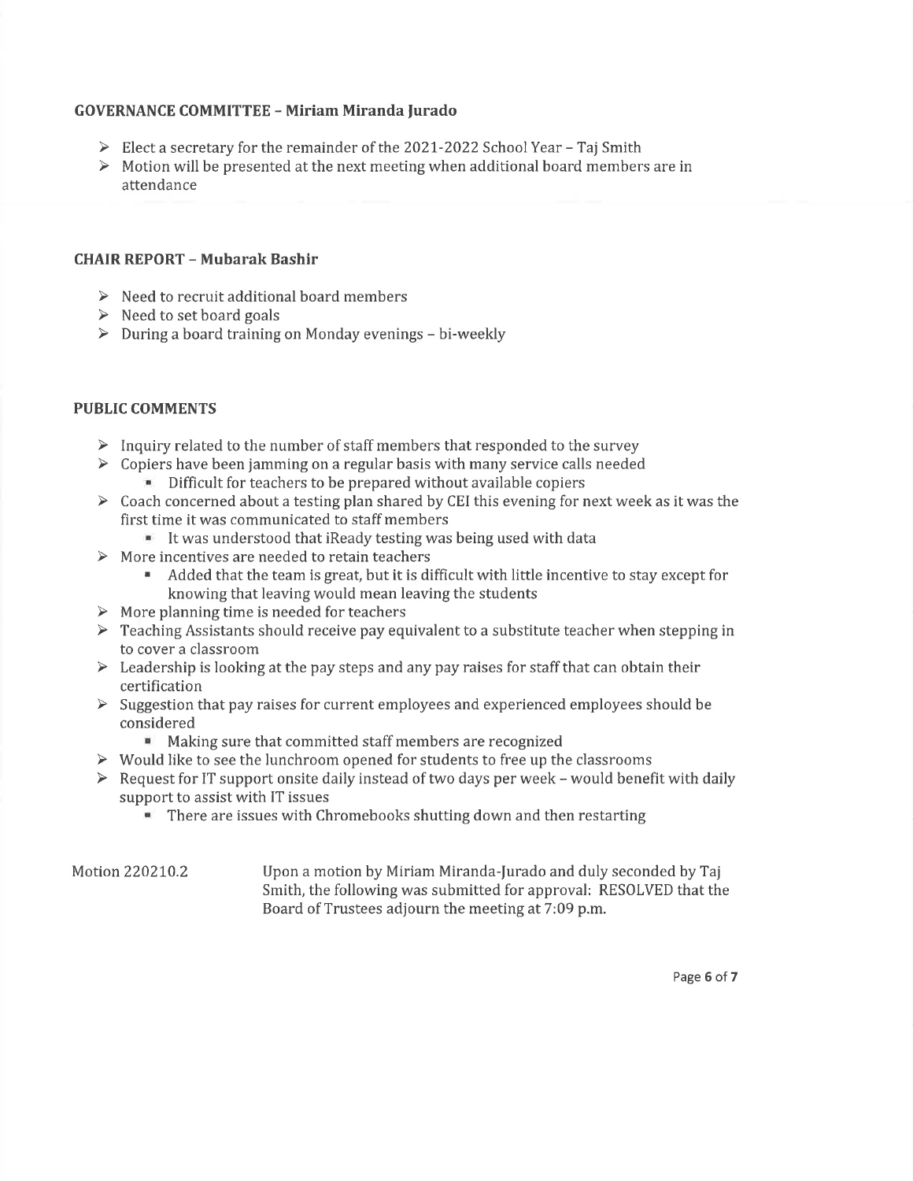### GOVERNANCE COMMITTEE – Miriam Miranda Jurado

- Elect a secretary for the remainder of the 2021-2022 School Year – Taj Smith
- Motion will be presented at the next meeting when additional board members are in attendance

### CHAIR REPORT – Mubarak Bashir

- Need to recruit additional board members
- Need to set board goals
- During a board training on Monday evenings – bi-weekly

### PUBLIC COMMENTS

- Inquiry related to the number of staff members that responded to the survey
- Copiers have been jamming on a regular basis with many service calls needed
  - Difficult for teachers to be prepared without available copiers
- Coach concerned about a testing plan shared by CEI this evening for next week as it was the first time it was communicated to staff members
  - It was understood that iReady testing was being used with data
- More incentives are needed to retain teachers
  - Added that the team is great, but it is difficult with little incentive to stay except for knowing that leaving would mean leaving the students
- More planning time is needed for teachers
- Teaching Assistants should receive pay equivalent to a substitute teacher when stepping in to cover a classroom
- Leadership is looking at the pay steps and any pay raises for staff that can obtain their certification
- Suggestion that pay raises for current employees and experienced employees should be considered
  - Making sure that committed staff members are recognized
- Would like to see the lunchroom opened for students to free up the classrooms
- Request for IT support onsite daily instead of two days per week – would benefit with daily support to assist with IT issues
  - There are issues with Chromebooks shutting down and then restarting

Motion 220210.2 — Upon a motion by Miriam Miranda-Jurado and duly seconded by Taj Smith, the following was submitted for approval: RESOLVED that the Board of Trustees adjourn the meeting at 7:09 p.m.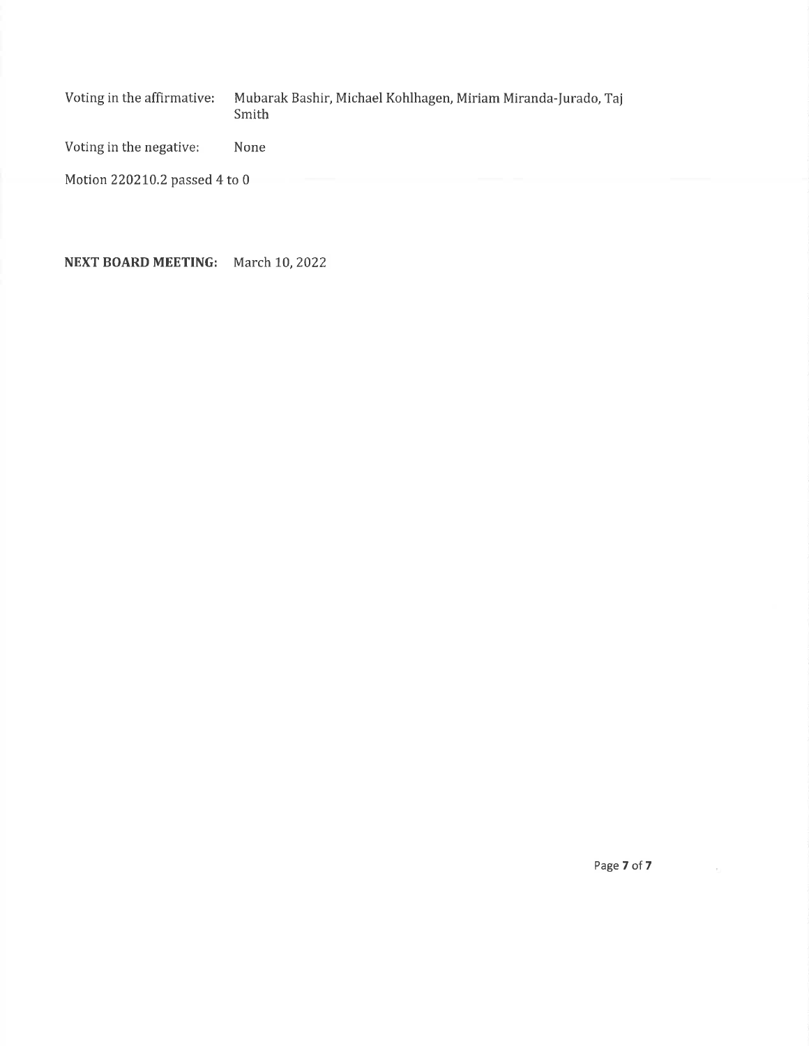Voting in the affirmative: Mubarak Bashir, Michael Kohlhagen, Miriam Miranda-Jurado, Taj Smith

Voting in the negative: None

Motion 220210.2 passed 4 to 0

**NEXT BOARD MEETING:** March 10, 2022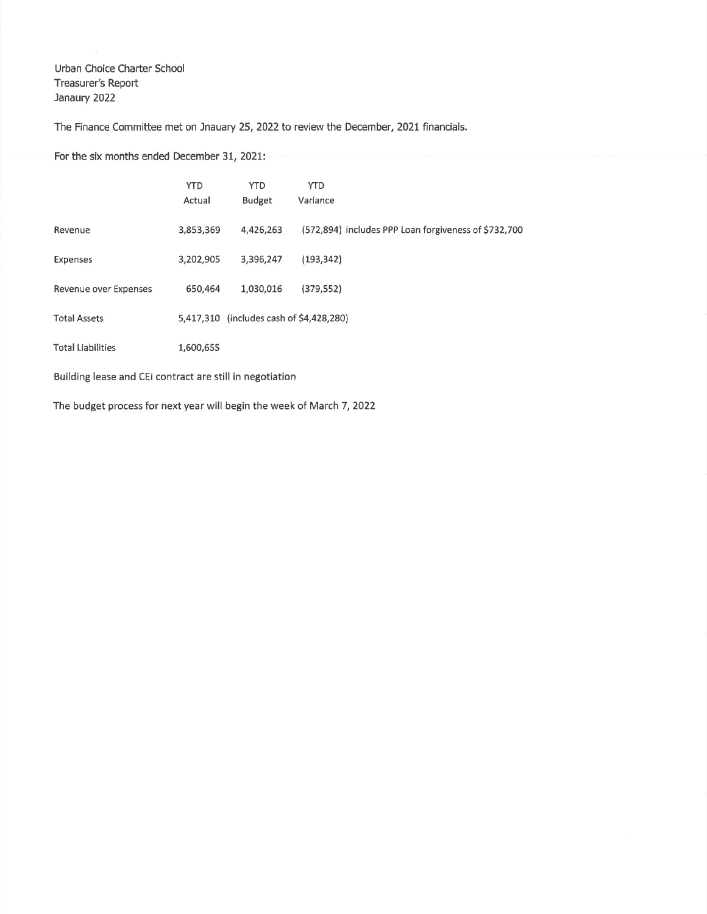Urban Choice Charter School
Treasurer's Report
Janaury 2022

The Finance Committee met on Jnauary 25, 2022 to review the December, 2021 financials.

For the six months ended December 31, 2021:

| | YTD Actual | YTD Budget | YTD Variance |
|---|---|---|---|
| Revenue | 3,853,369 | 4,426,263 | (572,894) includes PPP Loan forgiveness of $732,700 |
| Expenses | 3,202,905 | 3,396,247 | (193,342) |
| Revenue over Expenses | 650,464 | 1,030,016 | (379,552) |
| Total Assets | 5,417,310 (includes cash of $4,428,280) | | |
| Total Liabilities | 1,600,655 | | |

Building lease and CEI contract are still in negotiation

The budget process for next year will begin the week of March 7, 2022